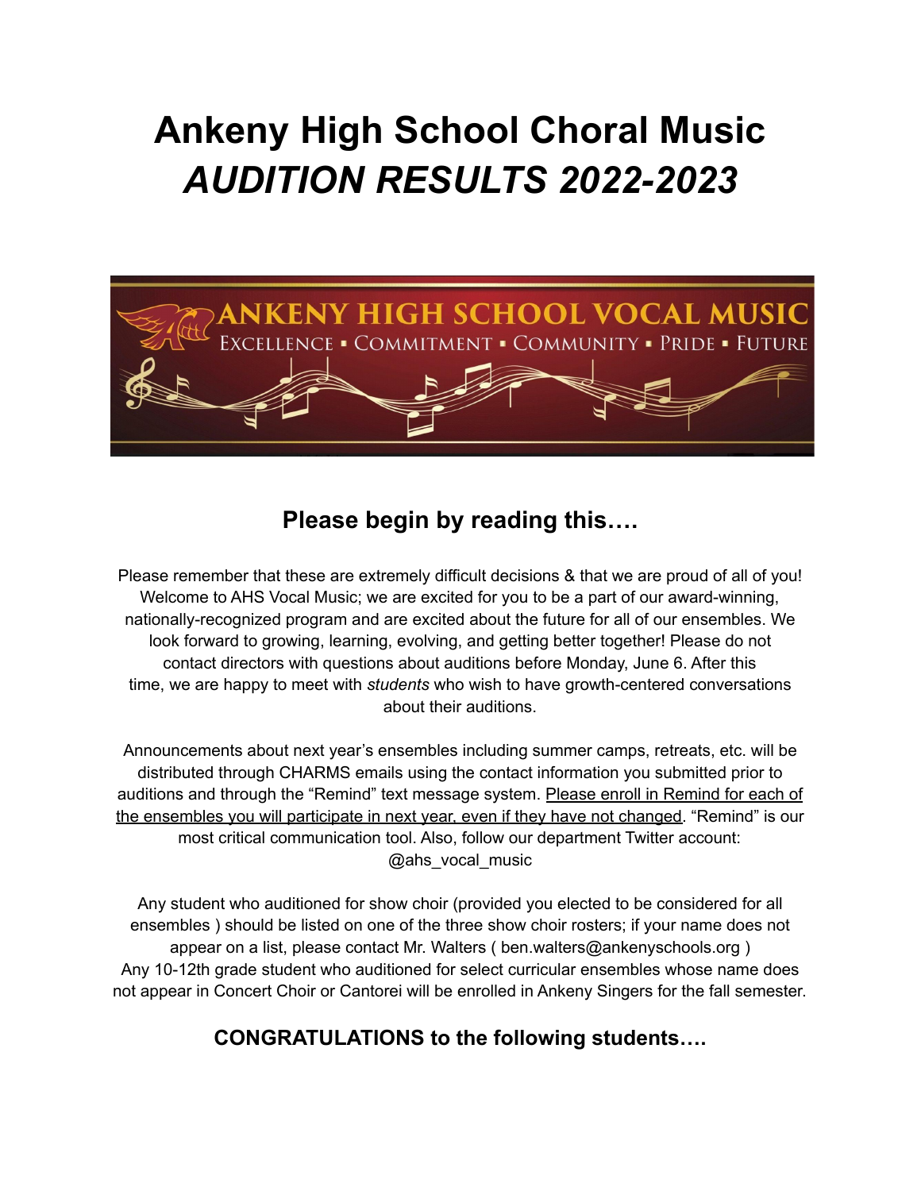# Ankeny High School Choral Music

# *AUDITION RESULTS 2022-2023*

## Please begin by reading this….

Please remember that these are extremely difficult decisions & that we are proud of all of you! Welcome to AHS Vocal Music; we are excited for you to be a part of our award-winning, nationally-recognized program and are excited about the future for all of our ensembles. We look forward to growing, learning, evolving, and getting better together! Please do not contact directors with questions about auditions before Monday, June 6. After this time, we are happy to meet with *students* who wish to have growth-centered conversations about their auditions.

Announcements about next year's ensembles including summer camps, retreats, etc. will be distributed through CHARMS emails using the contact information you submitted prior to auditions and through the "Remind" text message system. Please enroll in Remind for each of the ensembles you will participate in next year, even if they have not changed. "Remind" is our most critical communication tool. Also, follow our department Twitter account: @ahs_vocal_music

Any student who auditioned for show choir (provided you elected to be considered for all ensembles ) should be listed on one of the three show choir rosters; if your name does not appear on a list, please contact Mr. Walters ( ben.walters@ankenyschools.org )
Any 10-12th grade student who auditioned for select curricular ensembles whose name does not appear in Concert Choir or Cantorei will be enrolled in Ankeny Singers for the fall semester.

## CONGRATULATIONS to the following students….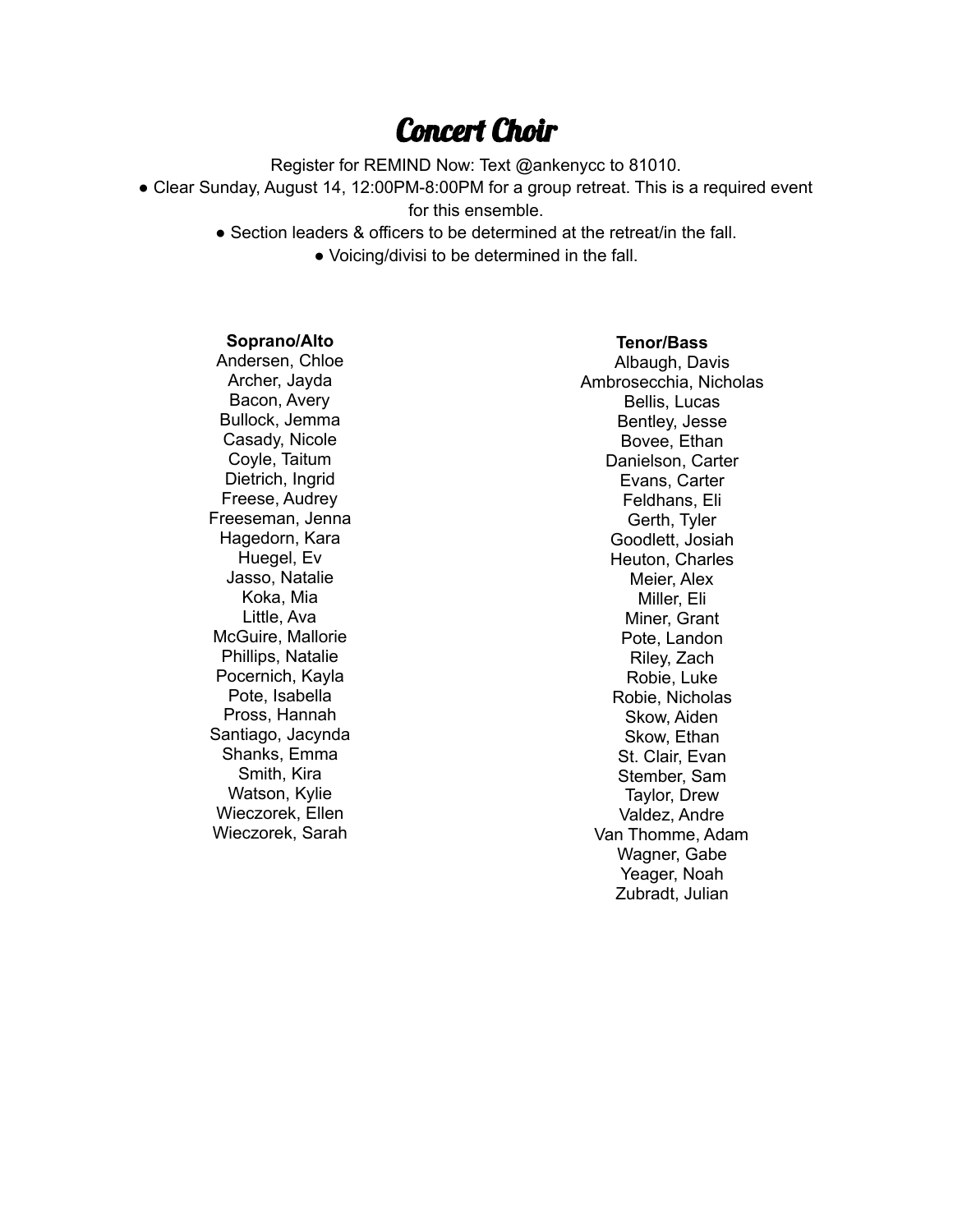# Concert Choir

Register for REMIND Now: Text @ankenycc to 81010.

- Clear Sunday, August 14, 12:00PM-8:00PM for a group retreat. This is a required event for this ensemble.
- Section leaders & officers to be determined at the retreat/in the fall.
- Voicing/divisi to be determined in the fall.

**Soprano/Alto**

Andersen, Chloe
Archer, Jayda
Bacon, Avery
Bullock, Jemma
Casady, Nicole
Coyle, Taitum
Dietrich, Ingrid
Freese, Audrey
Freeseman, Jenna
Hagedorn, Kara
Huegel, Ev
Jasso, Natalie
Koka, Mia
Little, Ava
McGuire, Mallorie
Phillips, Natalie
Pocernich, Kayla
Pote, Isabella
Pross, Hannah
Santiago, Jacynda
Shanks, Emma
Smith, Kira
Watson, Kylie
Wieczorek, Ellen
Wieczorek, Sarah

**Tenor/Bass**

Albaugh, Davis
Ambrosecchia, Nicholas
Bellis, Lucas
Bentley, Jesse
Bovee, Ethan
Danielson, Carter
Evans, Carter
Feldhans, Eli
Gerth, Tyler
Goodlett, Josiah
Heuton, Charles
Meier, Alex
Miller, Eli
Miner, Grant
Pote, Landon
Riley, Zach
Robie, Luke
Robie, Nicholas
Skow, Aiden
Skow, Ethan
St. Clair, Evan
Stember, Sam
Taylor, Drew
Valdez, Andre
Van Thomme, Adam
Wagner, Gabe
Yeager, Noah
Zubradt, Julian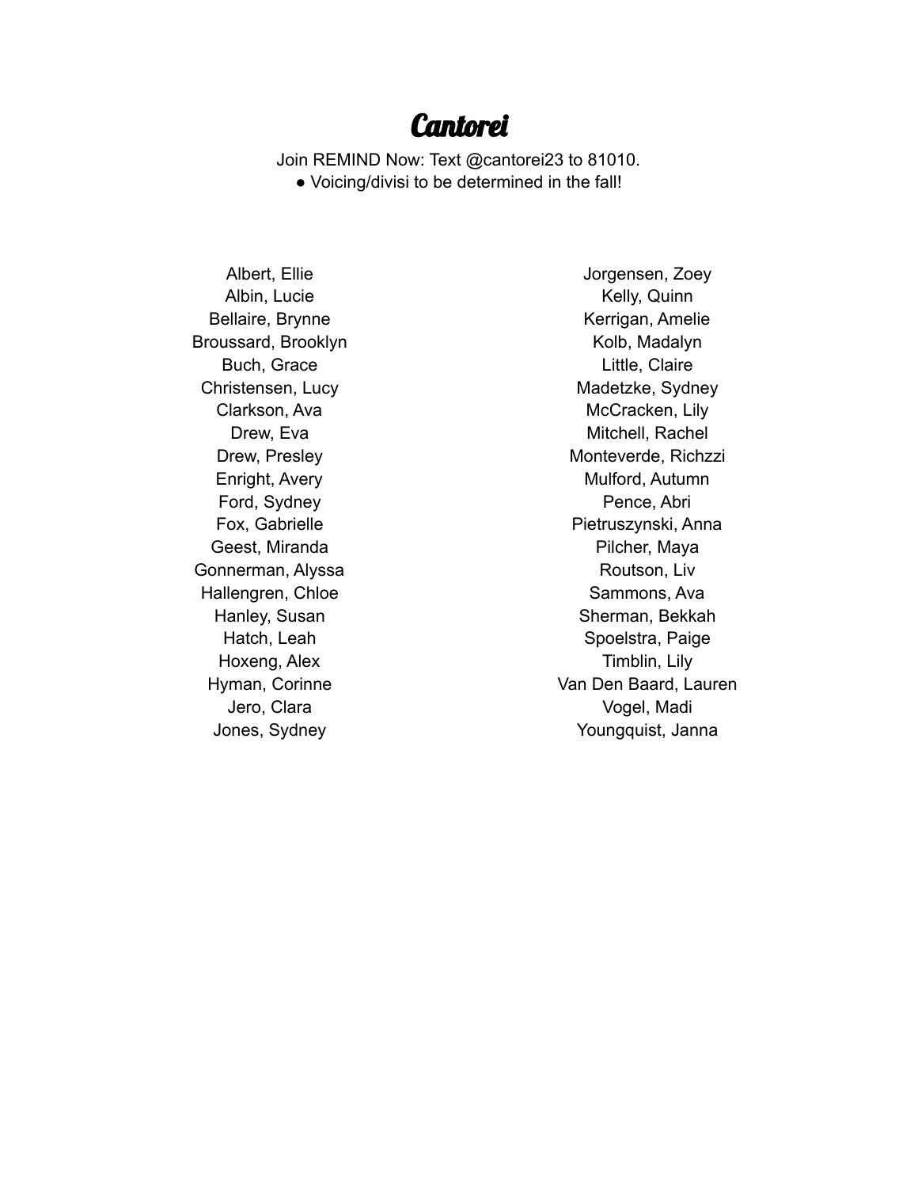# Cantorei

Join REMIND Now: Text @cantorei23 to 81010.

- Voicing/divisi to be determined in the fall!

Albert, Ellie
Albin, Lucie
Bellaire, Brynne
Broussard, Brooklyn
Buch, Grace
Christensen, Lucy
Clarkson, Ava
Drew, Eva
Drew, Presley
Enright, Avery
Ford, Sydney
Fox, Gabrielle
Geest, Miranda
Gonnerman, Alyssa
Hallengren, Chloe
Hanley, Susan
Hatch, Leah
Hoxeng, Alex
Hyman, Corinne
Jero, Clara
Jones, Sydney
Jorgensen, Zoey
Kelly, Quinn
Kerrigan, Amelie
Kolb, Madalyn
Little, Claire
Madetzke, Sydney
McCracken, Lily
Mitchell, Rachel
Monteverde, Richzzi
Mulford, Autumn
Pence, Abri
Pietruszynski, Anna
Pilcher, Maya
Routson, Liv
Sammons, Ava
Sherman, Bekkah
Spoelstra, Paige
Timblin, Lily
Van Den Baard, Lauren
Vogel, Madi
Youngquist, Janna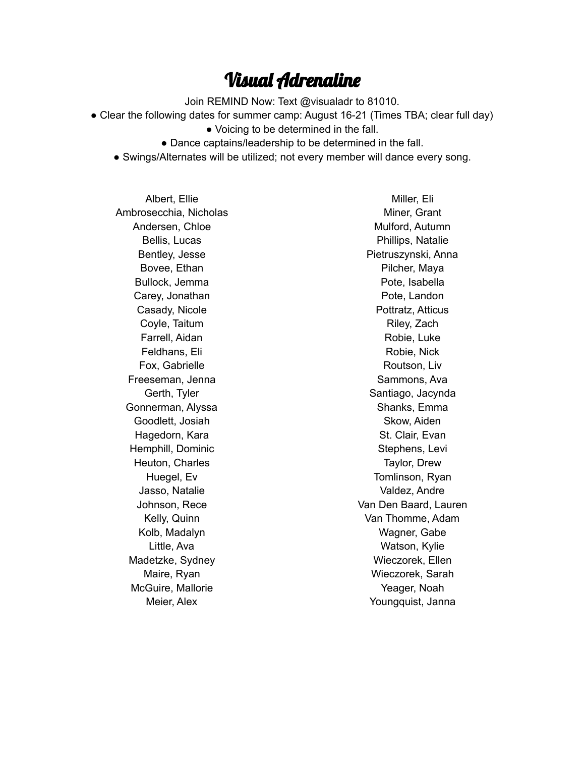# Visual Adrenaline

Join REMIND Now: Text @visualadr to 81010.

- Clear the following dates for summer camp: August 16-21 (Times TBA; clear full day)
- Voicing to be determined in the fall.
- Dance captains/leadership to be determined in the fall.
- Swings/Alternates will be utilized; not every member will dance every song.

Albert, Ellie
Ambrosecchia, Nicholas
Andersen, Chloe
Bellis, Lucas
Bentley, Jesse
Bovee, Ethan
Bullock, Jemma
Carey, Jonathan
Casady, Nicole
Coyle, Taitum
Farrell, Aidan
Feldhans, Eli
Fox, Gabrielle
Freeseman, Jenna
Gerth, Tyler
Gonnerman, Alyssa
Goodlett, Josiah
Hagedorn, Kara
Hemphill, Dominic
Heuton, Charles
Huegel, Ev
Jasso, Natalie
Johnson, Rece
Kelly, Quinn
Kolb, Madalyn
Little, Ava
Madetzke, Sydney
Maire, Ryan
McGuire, Mallorie
Meier, Alex
Miller, Eli
Miner, Grant
Mulford, Autumn
Phillips, Natalie
Pietruszynski, Anna
Pilcher, Maya
Pote, Isabella
Pote, Landon
Pottratz, Atticus
Riley, Zach
Robie, Luke
Robie, Nick
Routson, Liv
Sammons, Ava
Santiago, Jacynda
Shanks, Emma
Skow, Aiden
St. Clair, Evan
Stephens, Levi
Taylor, Drew
Tomlinson, Ryan
Valdez, Andre
Van Den Baard, Lauren
Van Thomme, Adam
Wagner, Gabe
Watson, Kylie
Wieczorek, Ellen
Wieczorek, Sarah
Yeager, Noah
Youngquist, Janna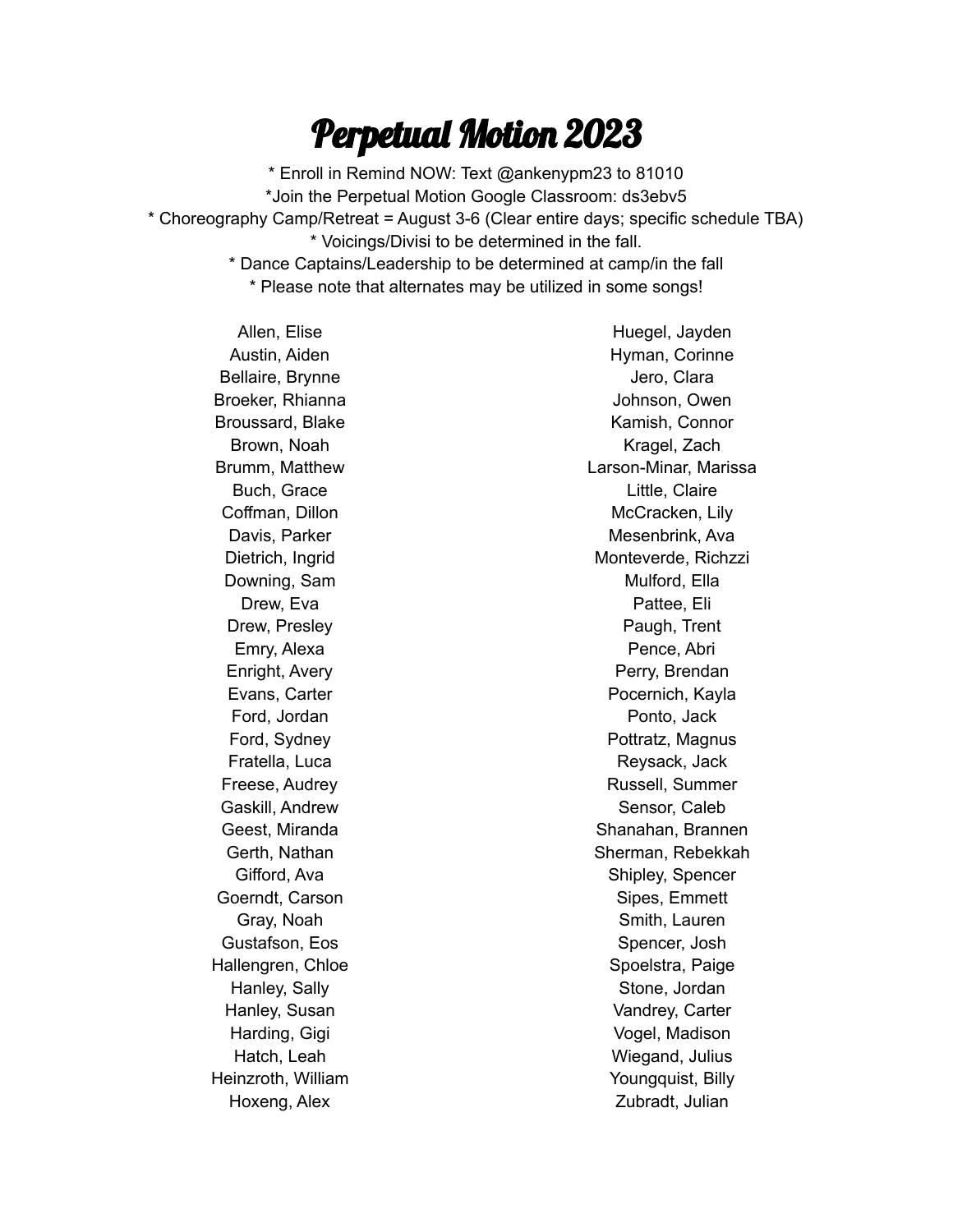# Perpetual Motion 2023

* Enroll in Remind NOW: Text @ankenypm23 to 81010
*Join the Perpetual Motion Google Classroom: ds3ebv5
* Choreography Camp/Retreat = August 3-6 (Clear entire days; specific schedule TBA)
* Voicings/Divisi to be determined in the fall.
* Dance Captains/Leadership to be determined at camp/in the fall
* Please note that alternates may be utilized in some songs!

Allen, Elise
Austin, Aiden
Bellaire, Brynne
Broeker, Rhianna
Broussard, Blake
Brown, Noah
Brumm, Matthew
Buch, Grace
Coffman, Dillon
Davis, Parker
Dietrich, Ingrid
Downing, Sam
Drew, Eva
Drew, Presley
Emry, Alexa
Enright, Avery
Evans, Carter
Ford, Jordan
Ford, Sydney
Fratella, Luca
Freese, Audrey
Gaskill, Andrew
Geest, Miranda
Gerth, Nathan
Gifford, Ava
Goerndt, Carson
Gray, Noah
Gustafson, Eos
Hallengren, Chloe
Hanley, Sally
Hanley, Susan
Harding, Gigi
Hatch, Leah
Heinzroth, William
Hoxeng, Alex
Huegel, Jayden
Hyman, Corinne
Jero, Clara
Johnson, Owen
Kamish, Connor
Kragel, Zach
Larson-Minar, Marissa
Little, Claire
McCracken, Lily
Mesenbrink, Ava
Monteverde, Richzzi
Mulford, Ella
Pattee, Eli
Paugh, Trent
Pence, Abri
Perry, Brendan
Pocernich, Kayla
Ponto, Jack
Pottratz, Magnus
Reysack, Jack
Russell, Summer
Sensor, Caleb
Shanahan, Brannen
Sherman, Rebekkah
Shipley, Spencer
Sipes, Emmett
Smith, Lauren
Spencer, Josh
Spoelstra, Paige
Stone, Jordan
Vandrey, Carter
Vogel, Madison
Wiegand, Julius
Youngquist, Billy
Zubradt, Julian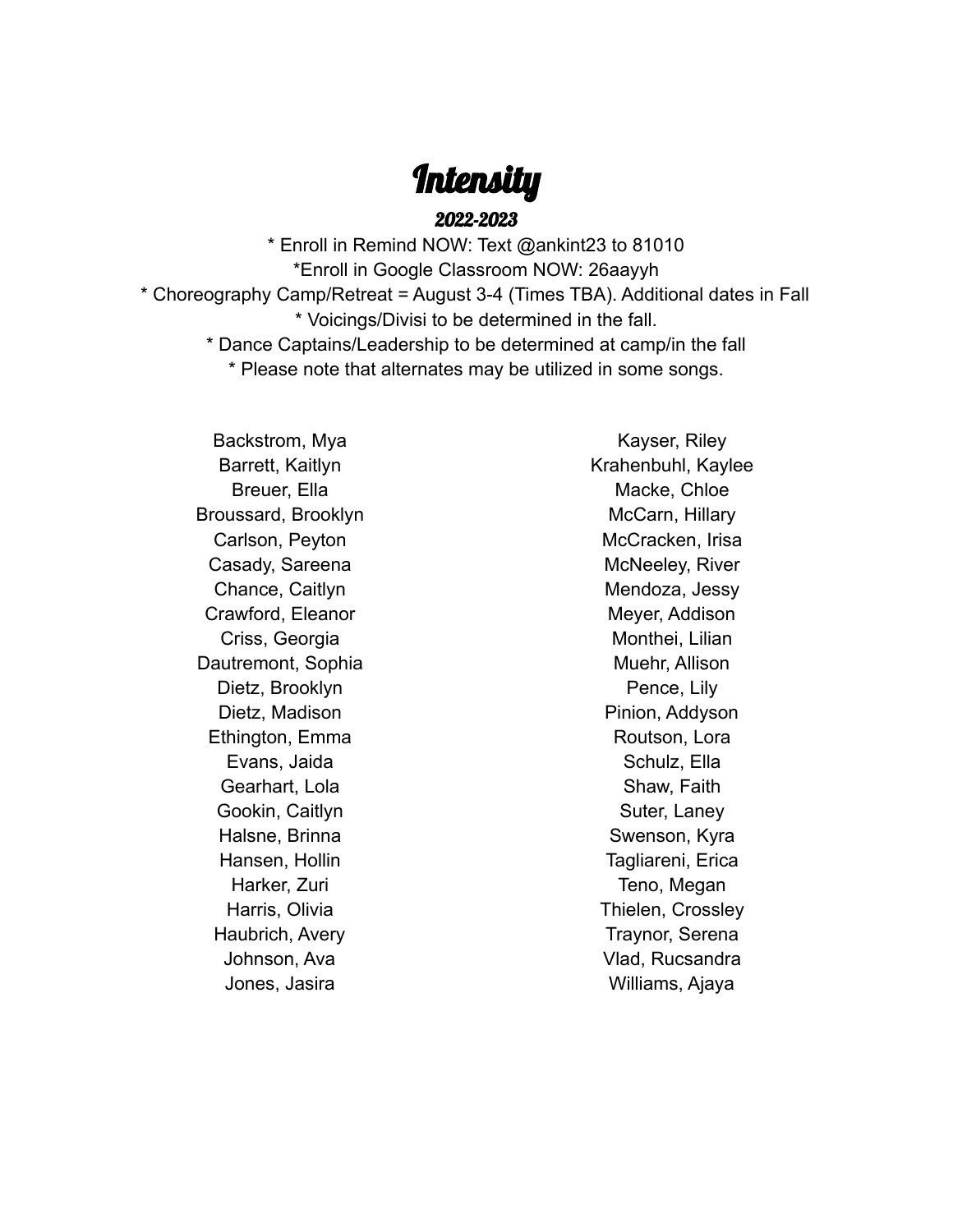# Intensity

### 2022-2023

* Enroll in Remind NOW: Text @ankint23 to 81010
*Enroll in Google Classroom NOW: 26aayyh
* Choreography Camp/Retreat = August 3-4 (Times TBA). Additional dates in Fall
* Voicings/Divisi to be determined in the fall.
* Dance Captains/Leadership to be determined at camp/in the fall
* Please note that alternates may be utilized in some songs.

Backstrom, Mya
Barrett, Kaitlyn
Breuer, Ella
Broussard, Brooklyn
Carlson, Peyton
Casady, Sareena
Chance, Caitlyn
Crawford, Eleanor
Criss, Georgia
Dautremont, Sophia
Dietz, Brooklyn
Dietz, Madison
Ethington, Emma
Evans, Jaida
Gearhart, Lola
Gookin, Caitlyn
Halsne, Brinna
Hansen, Hollin
Harker, Zuri
Harris, Olivia
Haubrich, Avery
Johnson, Ava
Jones, Jasira
Kayser, Riley
Krahenbuhl, Kaylee
Macke, Chloe
McCarn, Hillary
McCracken, Irisa
McNeeley, River
Mendoza, Jessy
Meyer, Addison
Monthei, Lilian
Muehr, Allison
Pence, Lily
Pinion, Addyson
Routson, Lora
Schulz, Ella
Shaw, Faith
Suter, Laney
Swenson, Kyra
Tagliareni, Erica
Teno, Megan
Thielen, Crossley
Traynor, Serena
Vlad, Rucsandra
Williams, Ajaya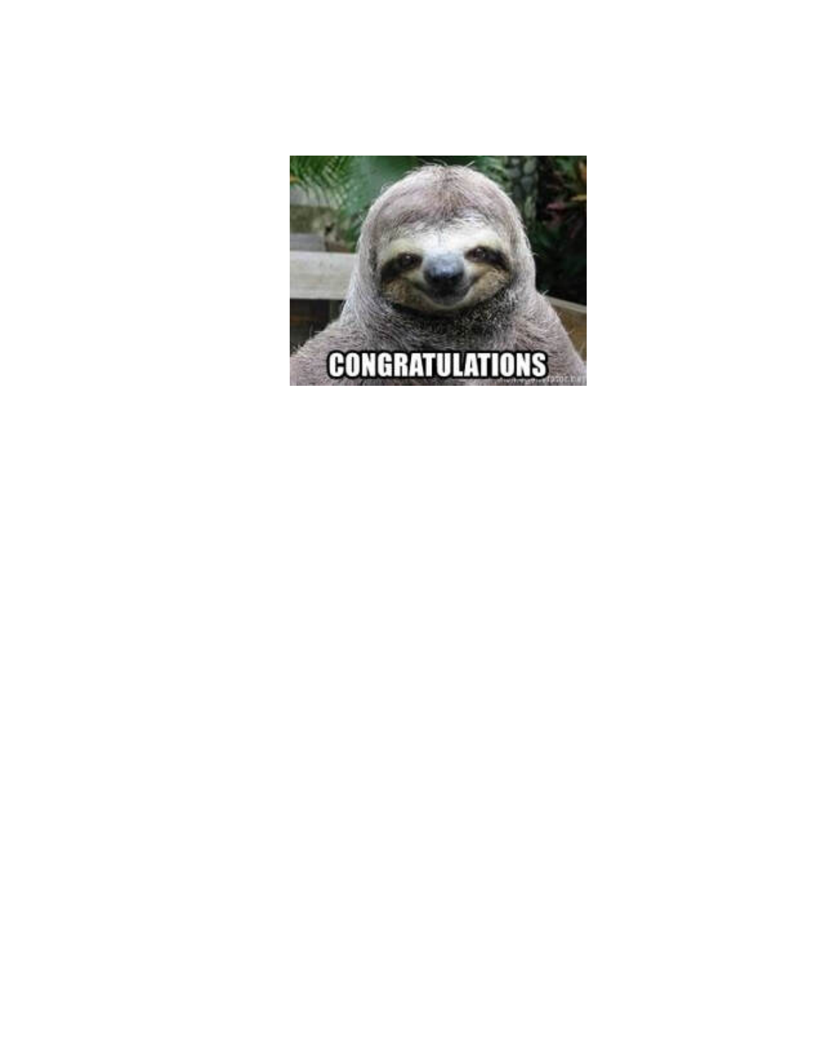CONGRATULATIONS